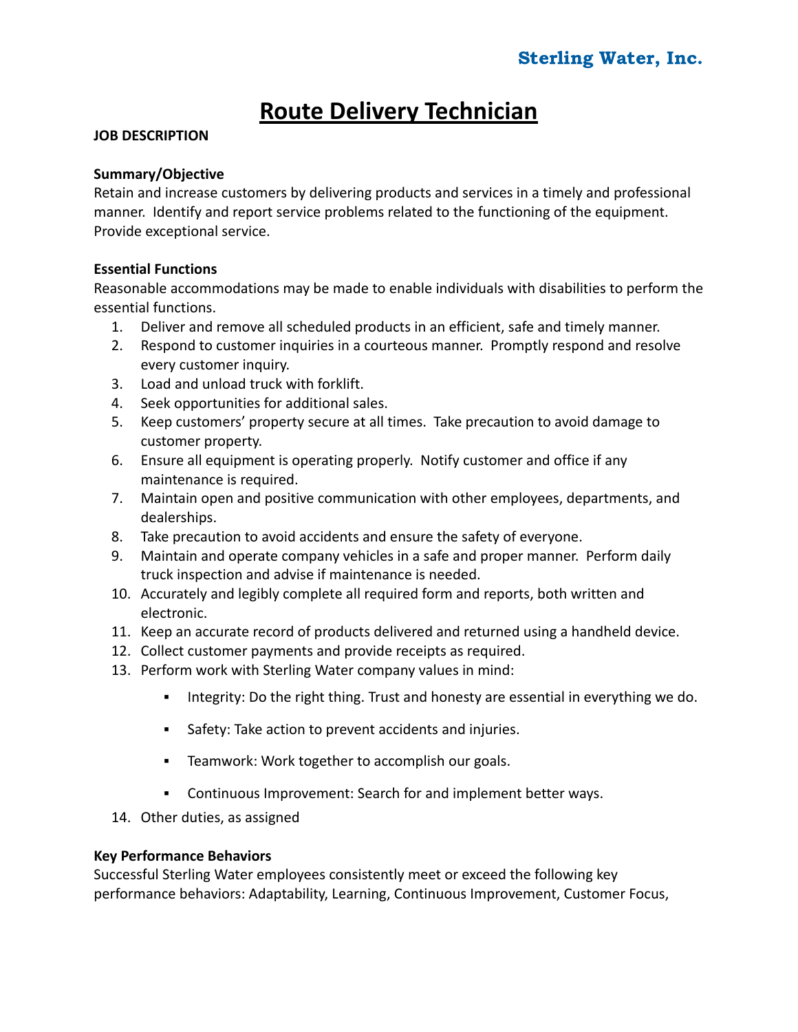**Sterling Water, Inc.**

# Route Delivery Technician

**JOB DESCRIPTION**

**Summary/Objective**

Retain and increase customers by delivering products and services in a timely and professional manner. Identify and report service problems related to the functioning of the equipment. Provide exceptional service.

**Essential Functions**

Reasonable accommodations may be made to enable individuals with disabilities to perform the essential functions.

1. Deliver and remove all scheduled products in an efficient, safe and timely manner.
2. Respond to customer inquiries in a courteous manner. Promptly respond and resolve every customer inquiry.
3. Load and unload truck with forklift.
4. Seek opportunities for additional sales.
5. Keep customers' property secure at all times. Take precaution to avoid damage to customer property.
6. Ensure all equipment is operating properly. Notify customer and office if any maintenance is required.
7. Maintain open and positive communication with other employees, departments, and dealerships.
8. Take precaution to avoid accidents and ensure the safety of everyone.
9. Maintain and operate company vehicles in a safe and proper manner. Perform daily truck inspection and advise if maintenance is needed.
10. Accurately and legibly complete all required form and reports, both written and electronic.
11. Keep an accurate record of products delivered and returned using a handheld device.
12. Collect customer payments and provide receipts as required.
13. Perform work with Sterling Water company values in mind:
    - Integrity: Do the right thing. Trust and honesty are essential in everything we do.
    - Safety: Take action to prevent accidents and injuries.
    - Teamwork: Work together to accomplish our goals.
    - Continuous Improvement: Search for and implement better ways.
14. Other duties, as assigned

**Key Performance Behaviors**

Successful Sterling Water employees consistently meet or exceed the following key performance behaviors: Adaptability, Learning, Continuous Improvement, Customer Focus,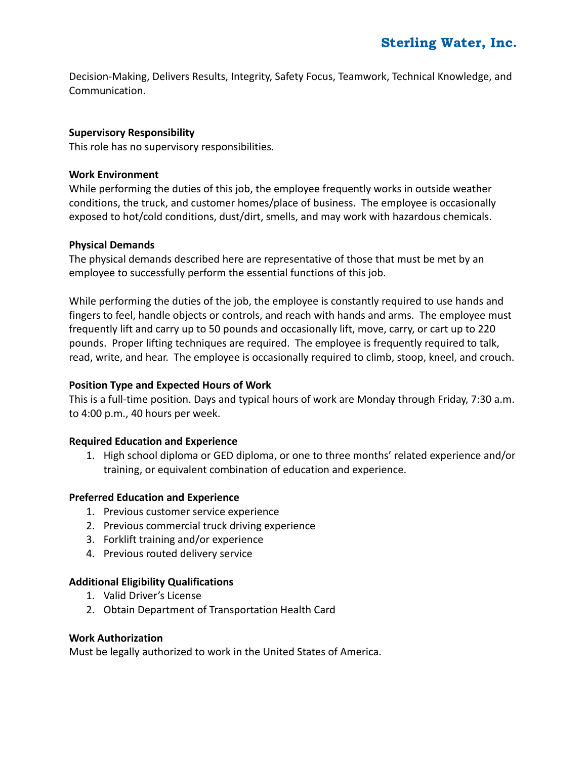Decision-Making, Delivers Results, Integrity, Safety Focus, Teamwork, Technical Knowledge, and Communication.

**Supervisory Responsibility**
This role has no supervisory responsibilities.

**Work Environment**
While performing the duties of this job, the employee frequently works in outside weather conditions, the truck, and customer homes/place of business. The employee is occasionally exposed to hot/cold conditions, dust/dirt, smells, and may work with hazardous chemicals.

**Physical Demands**
The physical demands described here are representative of those that must be met by an employee to successfully perform the essential functions of this job.

While performing the duties of the job, the employee is constantly required to use hands and fingers to feel, handle objects or controls, and reach with hands and arms. The employee must frequently lift and carry up to 50 pounds and occasionally lift, move, carry, or cart up to 220 pounds. Proper lifting techniques are required. The employee is frequently required to talk, read, write, and hear. The employee is occasionally required to climb, stoop, kneel, and crouch.

**Position Type and Expected Hours of Work**
This is a full-time position. Days and typical hours of work are Monday through Friday, 7:30 a.m. to 4:00 p.m., 40 hours per week.

**Required Education and Experience**

1. High school diploma or GED diploma, or one to three months' related experience and/or training, or equivalent combination of education and experience.

**Preferred Education and Experience**

1. Previous customer service experience
2. Previous commercial truck driving experience
3. Forklift training and/or experience
4. Previous routed delivery service

**Additional Eligibility Qualifications**

1. Valid Driver's License
2. Obtain Department of Transportation Health Card

**Work Authorization**
Must be legally authorized to work in the United States of America.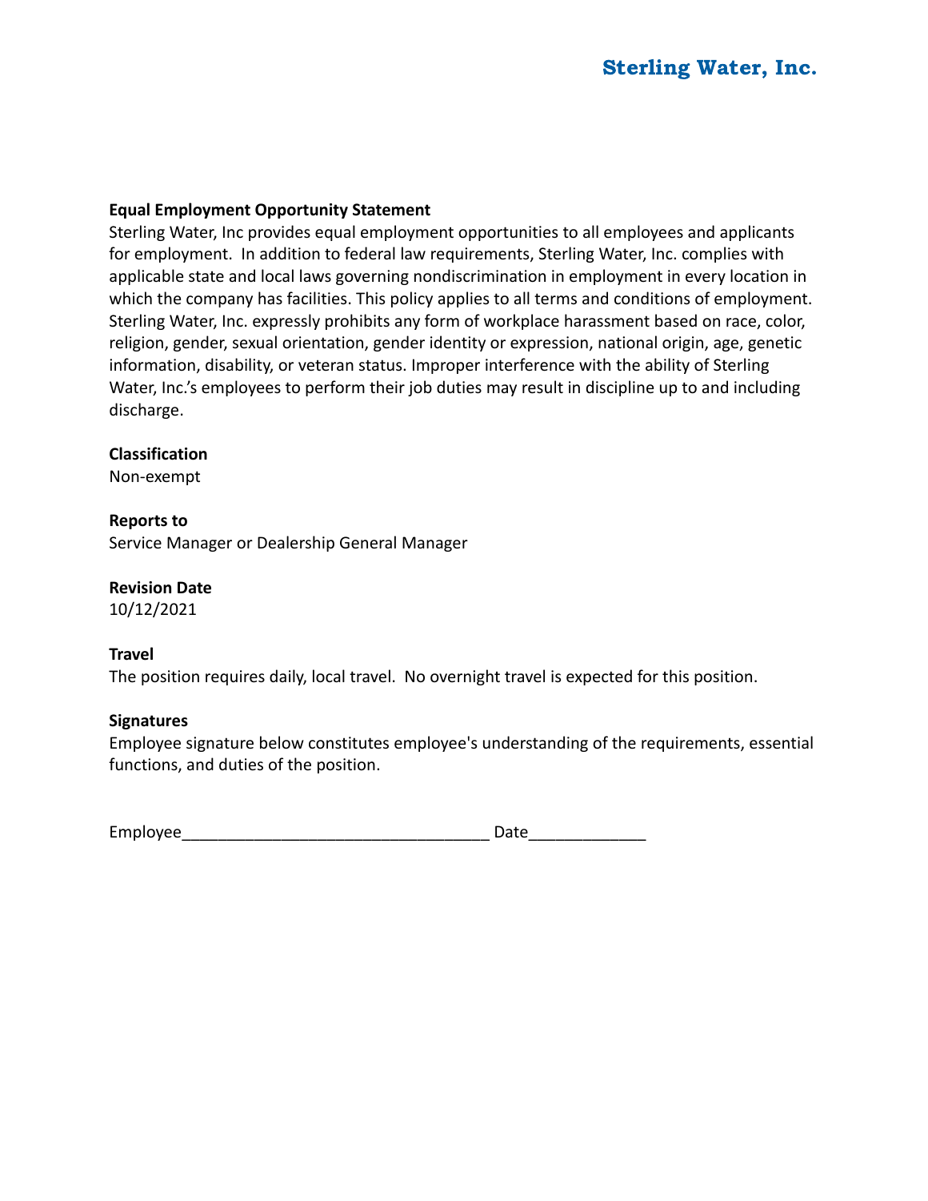**Equal Employment Opportunity Statement**

Sterling Water, Inc provides equal employment opportunities to all employees and applicants for employment. In addition to federal law requirements, Sterling Water, Inc. complies with applicable state and local laws governing nondiscrimination in employment in every location in which the company has facilities. This policy applies to all terms and conditions of employment. Sterling Water, Inc. expressly prohibits any form of workplace harassment based on race, color, religion, gender, sexual orientation, gender identity or expression, national origin, age, genetic information, disability, or veteran status. Improper interference with the ability of Sterling Water, Inc.'s employees to perform their job duties may result in discipline up to and including discharge.

**Classification**

Non-exempt

**Reports to**

Service Manager or Dealership General Manager

**Revision Date**

10/12/2021

**Travel**

The position requires daily, local travel. No overnight travel is expected for this position.

**Signatures**

Employee signature below constitutes employee's understanding of the requirements, essential functions, and duties of the position.

Employee__________________________________ Date_____________